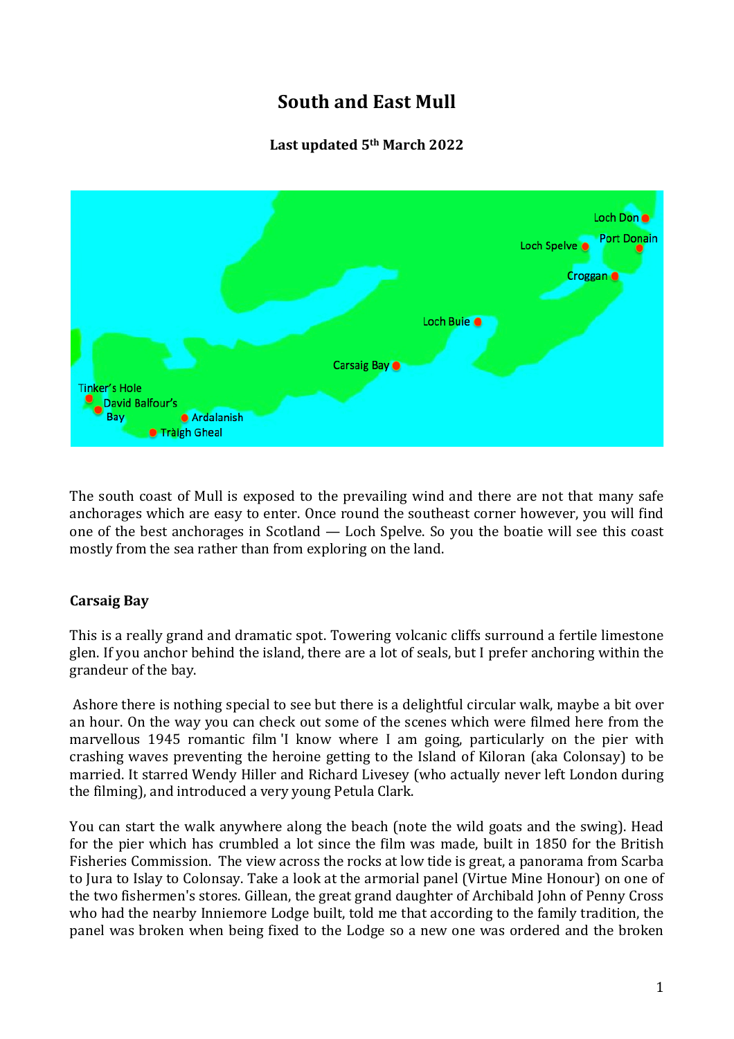# South and East Mull

**Last updated 5th March 2022**

The south coast of Mull is exposed to the prevailing wind and there are not that many safe anchorages which are easy to enter. Once round the southeast corner however, you will find one of the best anchorages in Scotland — Loch Spelve. So you the boatie will see this coast mostly from the sea rather than from exploring on the land.

## Carsaig Bay

This is a really grand and dramatic spot. Towering volcanic cliffs surround a fertile limestone glen. If you anchor behind the island, there are a lot of seals, but I prefer anchoring within the grandeur of the bay.

Ashore there is nothing special to see but there is a delightful circular walk, maybe a bit over an hour. On the way you can check out some of the scenes which were filmed here from the marvellous 1945 romantic film 'I know where I am going, particularly on the pier with crashing waves preventing the heroine getting to the Island of Kiloran (aka Colonsay) to be married. It starred Wendy Hiller and Richard Livesey (who actually never left London during the filming), and introduced a very young Petula Clark.

You can start the walk anywhere along the beach (note the wild goats and the swing). Head for the pier which has crumbled a lot since the film was made, built in 1850 for the British Fisheries Commission. The view across the rocks at low tide is great, a panorama from Scarba to Jura to Islay to Colonsay. Take a look at the armorial panel (Virtue Mine Honour) on one of the two fishermen's stores. Gillean, the great grand daughter of Archibald John of Penny Cross who had the nearby Inniemore Lodge built, told me that according to the family tradition, the panel was broken when being fixed to the Lodge so a new one was ordered and the broken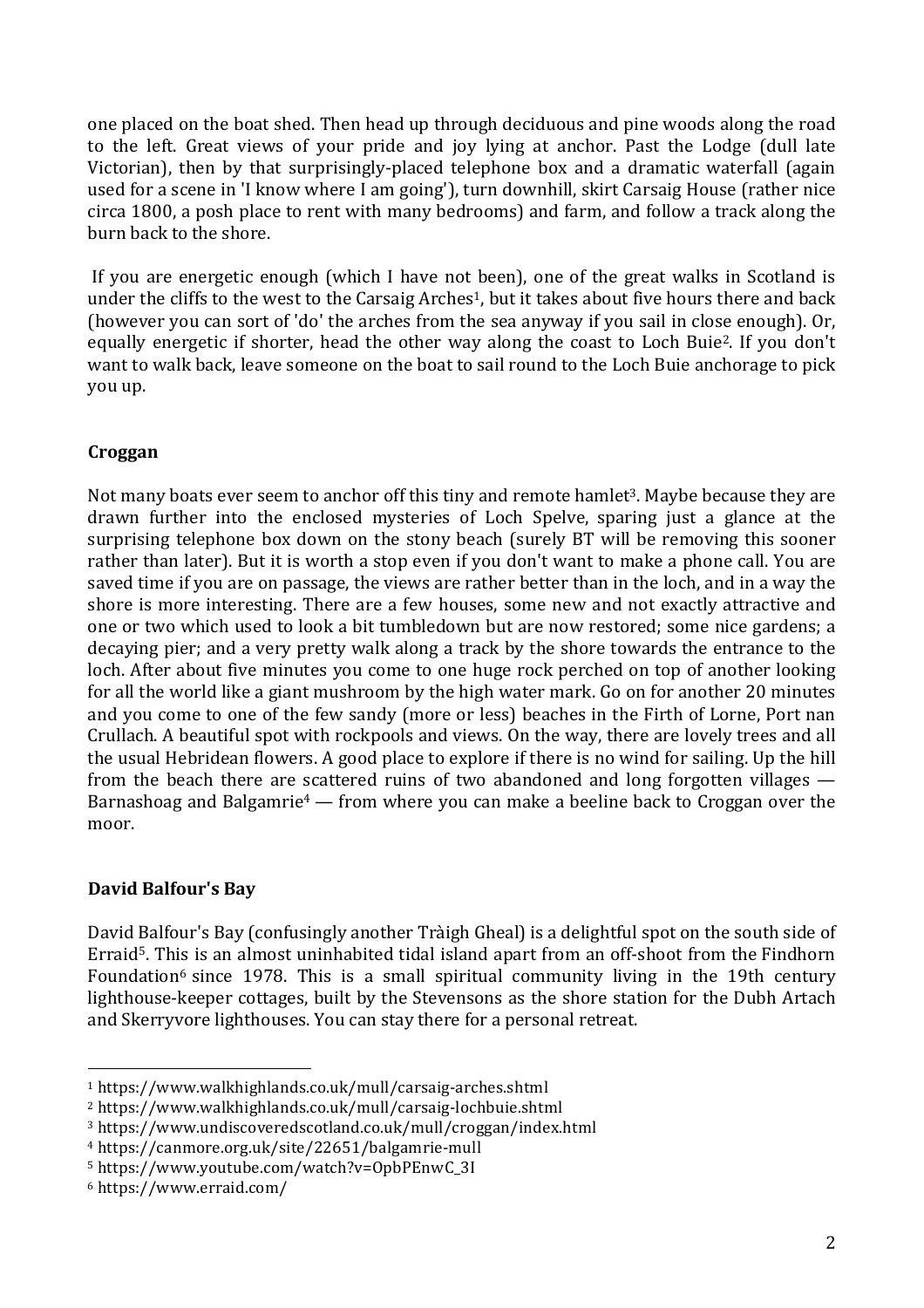one placed on the boat shed. Then head up through deciduous and pine woods along the road to the left. Great views of your pride and joy lying at anchor. Past the Lodge (dull late Victorian), then by that surprisingly-placed telephone box and a dramatic waterfall (again used for a scene in 'I know where I am going'), turn downhill, skirt Carsaig House (rather nice circa 1800, a posh place to rent with many bedrooms) and farm, and follow a track along the burn back to the shore.

If you are energetic enough (which I have not been), one of the great walks in Scotland is under the cliffs to the west to the Carsaig Arches[1], but it takes about five hours there and back (however you can sort of 'do' the arches from the sea anyway if you sail in close enough). Or, equally energetic if shorter, head the other way along the coast to Loch Buie[2]. If you don't want to walk back, leave someone on the boat to sail round to the Loch Buie anchorage to pick you up.

### Croggan

Not many boats ever seem to anchor off this tiny and remote hamlet[3]. Maybe because they are drawn further into the enclosed mysteries of Loch Spelve, sparing just a glance at the surprising telephone box down on the stony beach (surely BT will be removing this sooner rather than later). But it is worth a stop even if you don't want to make a phone call. You are saved time if you are on passage, the views are rather better than in the loch, and in a way the shore is more interesting. There are a few houses, some new and not exactly attractive and one or two which used to look a bit tumbledown but are now restored; some nice gardens; a decaying pier; and a very pretty walk along a track by the shore towards the entrance to the loch. After about five minutes you come to one huge rock perched on top of another looking for all the world like a giant mushroom by the high water mark. Go on for another 20 minutes and you come to one of the few sandy (more or less) beaches in the Firth of Lorne, Port nan Crullach. A beautiful spot with rockpools and views. On the way, there are lovely trees and all the usual Hebridean flowers. A good place to explore if there is no wind for sailing. Up the hill from the beach there are scattered ruins of two abandoned and long forgotten villages — Barnashoag and Balgamrie[4] — from where you can make a beeline back to Croggan over the moor.

### David Balfour's Bay

David Balfour's Bay (confusingly another Tràigh Gheal) is a delightful spot on the south side of Erraid[5]. This is an almost uninhabited tidal island apart from an off-shoot from the Findhorn Foundation[6] since 1978. This is a small spiritual community living in the 19th century lighthouse-keeper cottages, built by the Stevensons as the shore station for the Dubh Artach and Skerryvore lighthouses. You can stay there for a personal retreat.

---

[1] https://www.walkhighlands.co.uk/mull/carsaig-arches.shtml
[2] https://www.walkhighlands.co.uk/mull/carsaig-lochbuie.shtml
[3] https://www.undiscoveredscotland.co.uk/mull/croggan/index.html
[4] https://canmore.org.uk/site/22651/balgamrie-mull
[5] https://www.youtube.com/watch?v=OpbPEnwC_3I
[6] https://www.erraid.com/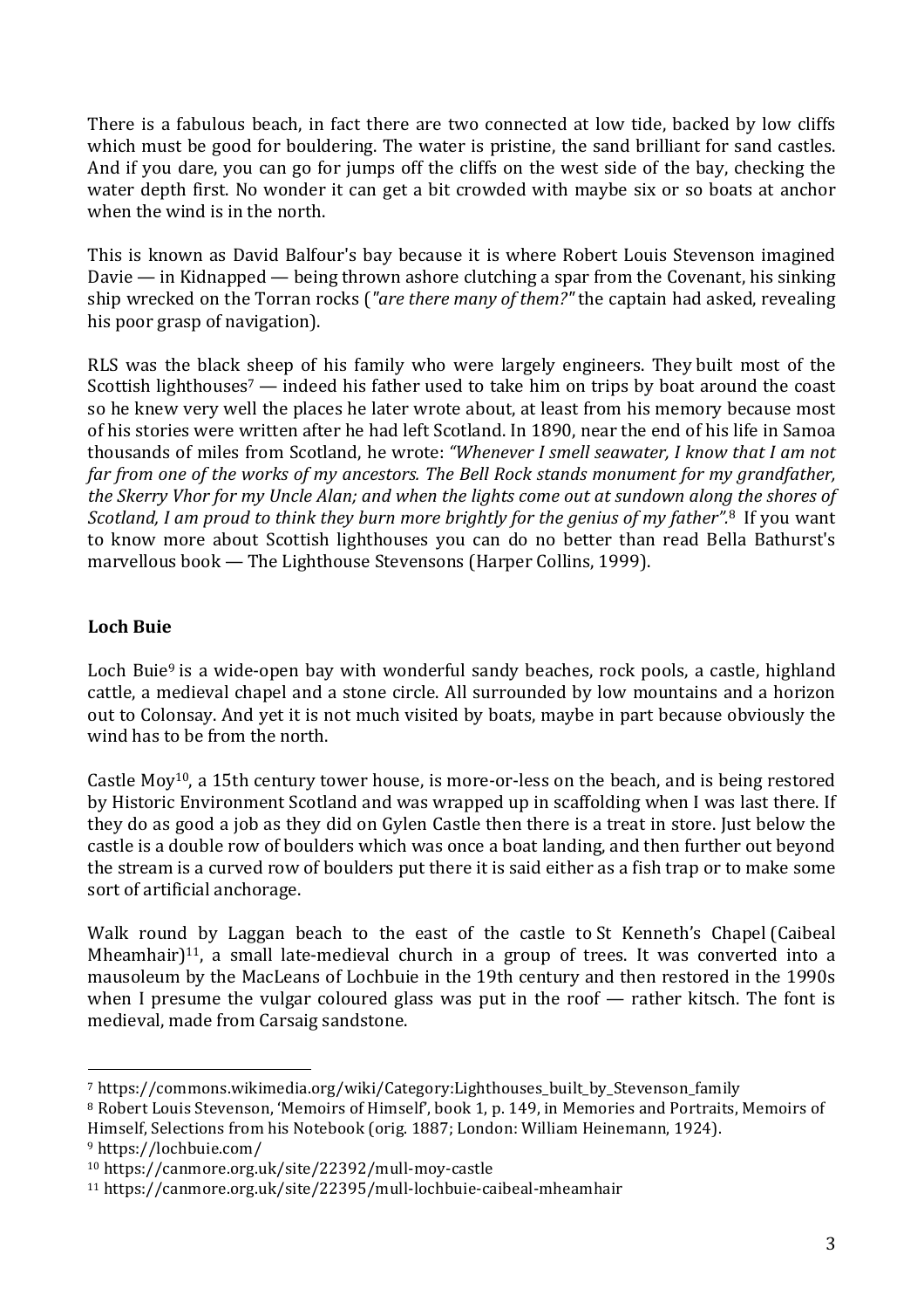There is a fabulous beach, in fact there are two connected at low tide, backed by low cliffs which must be good for bouldering. The water is pristine, the sand brilliant for sand castles. And if you dare, you can go for jumps off the cliffs on the west side of the bay, checking the water depth first. No wonder it can get a bit crowded with maybe six or so boats at anchor when the wind is in the north.

This is known as David Balfour's bay because it is where Robert Louis Stevenson imagined Davie — in Kidnapped — being thrown ashore clutching a spar from the Covenant, his sinking ship wrecked on the Torran rocks (*"are there many of them?"* the captain had asked, revealing his poor grasp of navigation).

RLS was the black sheep of his family who were largely engineers. They built most of the Scottish lighthouses[7] — indeed his father used to take him on trips by boat around the coast so he knew very well the places he later wrote about, at least from his memory because most of his stories were written after he had left Scotland. In 1890, near the end of his life in Samoa thousands of miles from Scotland, he wrote: *"Whenever I smell seawater, I know that I am not far from one of the works of my ancestors. The Bell Rock stands monument for my grandfather, the Skerry Vhor for my Uncle Alan; and when the lights come out at sundown along the shores of Scotland, I am proud to think they burn more brightly for the genius of my father"*.[8] If you want to know more about Scottish lighthouses you can do no better than read Bella Bathurst's marvellous book — The Lighthouse Stevensons (Harper Collins, 1999).

## Loch Buie

Loch Buie[9] is a wide-open bay with wonderful sandy beaches, rock pools, a castle, highland cattle, a medieval chapel and a stone circle. All surrounded by low mountains and a horizon out to Colonsay. And yet it is not much visited by boats, maybe in part because obviously the wind has to be from the north.

Castle Moy[10], a 15th century tower house, is more-or-less on the beach, and is being restored by Historic Environment Scotland and was wrapped up in scaffolding when I was last there. If they do as good a job as they did on Gylen Castle then there is a treat in store. Just below the castle is a double row of boulders which was once a boat landing, and then further out beyond the stream is a curved row of boulders put there it is said either as a fish trap or to make some sort of artificial anchorage.

Walk round by Laggan beach to the east of the castle to St Kenneth's Chapel (Caibeal Mheamhair)[11], a small late-medieval church in a group of trees. It was converted into a mausoleum by the MacLeans of Lochbuie in the 19th century and then restored in the 1990s when I presume the vulgar coloured glass was put in the roof — rather kitsch. The font is medieval, made from Carsaig sandstone.

---

[7] https://commons.wikimedia.org/wiki/Category:Lighthouses_built_by_Stevenson_family

[8] Robert Louis Stevenson, 'Memoirs of Himself', book 1, p. 149, in Memories and Portraits, Memoirs of Himself, Selections from his Notebook (orig. 1887; London: William Heinemann, 1924).

[9] https://lochbuie.com/

[10] https://canmore.org.uk/site/22392/mull-moy-castle

[11] https://canmore.org.uk/site/22395/mull-lochbuie-caibeal-mheamhair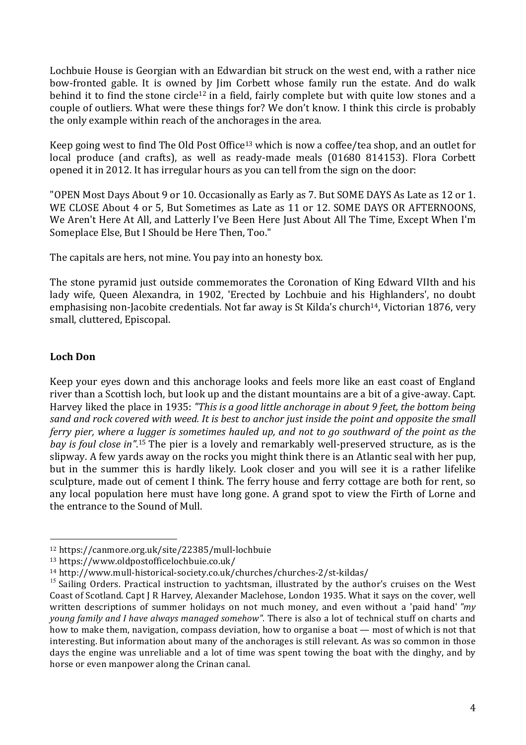Lochbuie House is Georgian with an Edwardian bit struck on the west end, with a rather nice bow-fronted gable. It is owned by Jim Corbett whose family run the estate. And do walk behind it to find the stone circle[12] in a field, fairly complete but with quite low stones and a couple of outliers. What were these things for? We don't know. I think this circle is probably the only example within reach of the anchorages in the area.

Keep going west to find The Old Post Office[13] which is now a coffee/tea shop, and an outlet for local produce (and crafts), as well as ready-made meals (01680 814153). Flora Corbett opened it in 2012. It has irregular hours as you can tell from the sign on the door:

"OPEN Most Days About 9 or 10. Occasionally as Early as 7. But SOME DAYS As Late as 12 or 1. WE CLOSE About 4 or 5, But Sometimes as Late as 11 or 12. SOME DAYS OR AFTERNOONS, We Aren't Here At All, and Latterly I've Been Here Just About All The Time, Except When I'm Someplace Else, But I Should be Here Then, Too."

The capitals are hers, not mine. You pay into an honesty box.

The stone pyramid just outside commemorates the Coronation of King Edward VIIth and his lady wife, Queen Alexandra, in 1902, 'Erected by Lochbuie and his Highlanders', no doubt emphasising non-Jacobite credentials. Not far away is St Kilda's church[14], Victorian 1876, very small, cluttered, Episcopal.

**Loch Don**

Keep your eyes down and this anchorage looks and feels more like an east coast of England river than a Scottish loch, but look up and the distant mountains are a bit of a give-away. Capt. Harvey liked the place in 1935: *"This is a good little anchorage in about 9 feet, the bottom being sand and rock covered with weed. It is best to anchor just inside the point and opposite the small ferry pier, where a lugger is sometimes hauled up, and not to go southward of the point as the bay is foul close in"*.[15] The pier is a lovely and remarkably well-preserved structure, as is the slipway. A few yards away on the rocks you might think there is an Atlantic seal with her pup, but in the summer this is hardly likely. Look closer and you will see it is a rather lifelike sculpture, made out of cement I think. The ferry house and ferry cottage are both for rent, so any local population here must have long gone. A grand spot to view the Firth of Lorne and the entrance to the Sound of Mull.

---

[12] https://canmore.org.uk/site/22385/mull-lochbuie

[13] https://www.oldpostofficelochbuie.co.uk/

[14] http://www.mull-historical-society.co.uk/churches/churches-2/st-kildas/

[15] Sailing Orders. Practical instruction to yachtsman, illustrated by the author's cruises on the West Coast of Scotland. Capt J R Harvey, Alexander Maclehose, London 1935. What it says on the cover, well written descriptions of summer holidays on not much money, and even without a 'paid hand' *"my young family and I have always managed somehow"*. There is also a lot of technical stuff on charts and how to make them, navigation, compass deviation, how to organise a boat — most of which is not that interesting. But information about many of the anchorages is still relevant. As was so common in those days the engine was unreliable and a lot of time was spent towing the boat with the dinghy, and by horse or even manpower along the Crinan canal.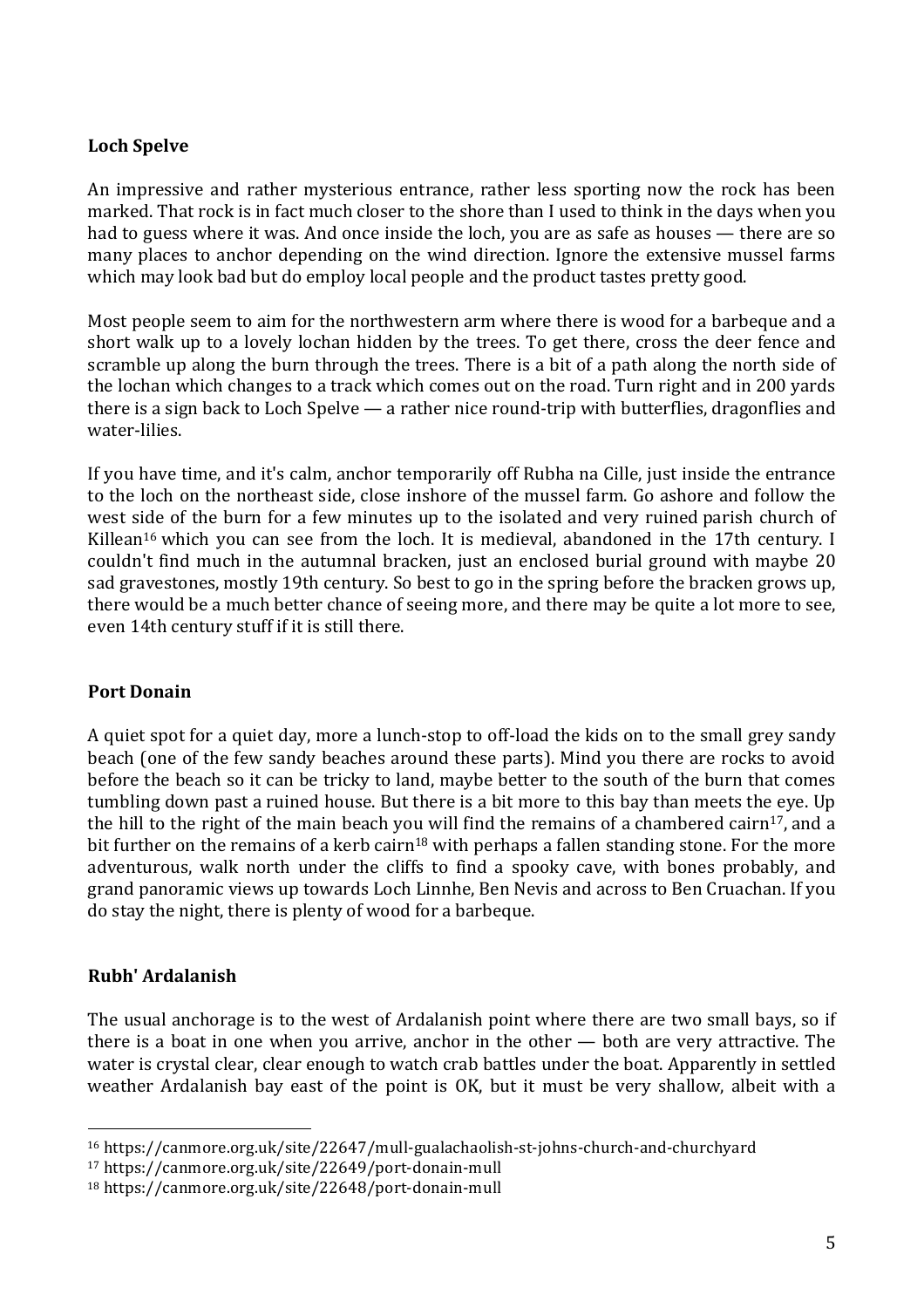**Loch Spelve**

An impressive and rather mysterious entrance, rather less sporting now the rock has been marked. That rock is in fact much closer to the shore than I used to think in the days when you had to guess where it was. And once inside the loch, you are as safe as houses — there are so many places to anchor depending on the wind direction. Ignore the extensive mussel farms which may look bad but do employ local people and the product tastes pretty good.

Most people seem to aim for the northwestern arm where there is wood for a barbeque and a short walk up to a lovely lochan hidden by the trees. To get there, cross the deer fence and scramble up along the burn through the trees. There is a bit of a path along the north side of the lochan which changes to a track which comes out on the road. Turn right and in 200 yards there is a sign back to Loch Spelve — a rather nice round-trip with butterflies, dragonflies and water-lilies.

If you have time, and it's calm, anchor temporarily off Rubha na Cille, just inside the entrance to the loch on the northeast side, close inshore of the mussel farm. Go ashore and follow the west side of the burn for a few minutes up to the isolated and very ruined parish church of Killean[16] which you can see from the loch. It is medieval, abandoned in the 17th century. I couldn't find much in the autumnal bracken, just an enclosed burial ground with maybe 20 sad gravestones, mostly 19th century. So best to go in the spring before the bracken grows up, there would be a much better chance of seeing more, and there may be quite a lot more to see, even 14th century stuff if it is still there.

**Port Donain**

A quiet spot for a quiet day, more a lunch-stop to off-load the kids on to the small grey sandy beach (one of the few sandy beaches around these parts). Mind you there are rocks to avoid before the beach so it can be tricky to land, maybe better to the south of the burn that comes tumbling down past a ruined house. But there is a bit more to this bay than meets the eye. Up the hill to the right of the main beach you will find the remains of a chambered cairn[17], and a bit further on the remains of a kerb cairn[18] with perhaps a fallen standing stone. For the more adventurous, walk north under the cliffs to find a spooky cave, with bones probably, and grand panoramic views up towards Loch Linnhe, Ben Nevis and across to Ben Cruachan. If you do stay the night, there is plenty of wood for a barbeque.

**Rubh' Ardalanish**

The usual anchorage is to the west of Ardalanish point where there are two small bays, so if there is a boat in one when you arrive, anchor in the other — both are very attractive. The water is crystal clear, clear enough to watch crab battles under the boat. Apparently in settled weather Ardalanish bay east of the point is OK, but it must be very shallow, albeit with a

---

[16] https://canmore.org.uk/site/22647/mull-gualachaolish-st-johns-church-and-churchyard

[17] https://canmore.org.uk/site/22649/port-donain-mull

[18] https://canmore.org.uk/site/22648/port-donain-mull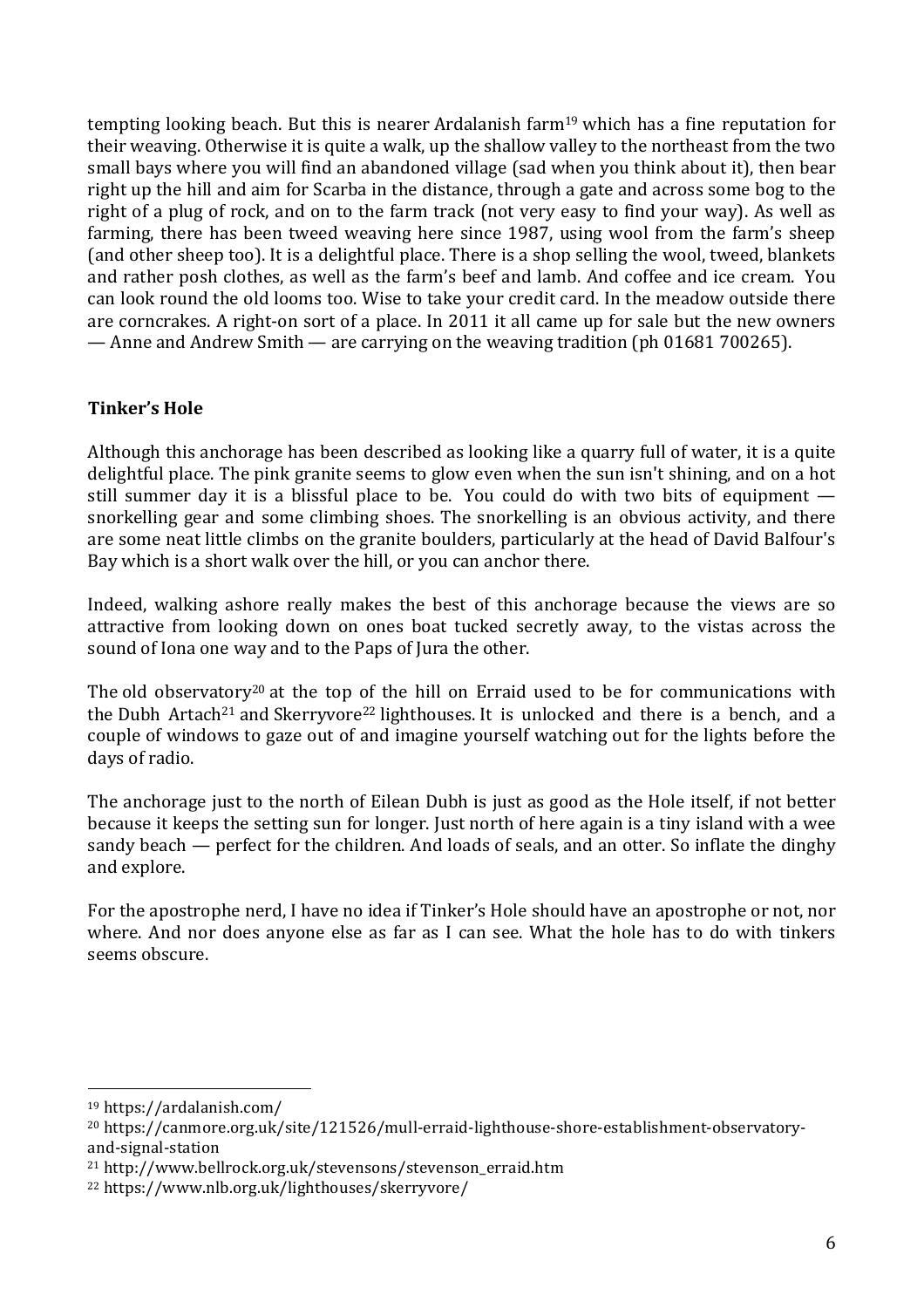tempting looking beach. But this is nearer Ardalanish farm[19] which has a fine reputation for their weaving. Otherwise it is quite a walk, up the shallow valley to the northeast from the two small bays where you will find an abandoned village (sad when you think about it), then bear right up the hill and aim for Scarba in the distance, through a gate and across some bog to the right of a plug of rock, and on to the farm track (not very easy to find your way). As well as farming, there has been tweed weaving here since 1987, using wool from the farm's sheep (and other sheep too). It is a delightful place. There is a shop selling the wool, tweed, blankets and rather posh clothes, as well as the farm's beef and lamb. And coffee and ice cream. You can look round the old looms too. Wise to take your credit card. In the meadow outside there are corncrakes. A right-on sort of a place. In 2011 it all came up for sale but the new owners — Anne and Andrew Smith — are carrying on the weaving tradition (ph 01681 700265).

**Tinker's Hole**

Although this anchorage has been described as looking like a quarry full of water, it is a quite delightful place. The pink granite seems to glow even when the sun isn't shining, and on a hot still summer day it is a blissful place to be. You could do with two bits of equipment — snorkelling gear and some climbing shoes. The snorkelling is an obvious activity, and there are some neat little climbs on the granite boulders, particularly at the head of David Balfour's Bay which is a short walk over the hill, or you can anchor there.

Indeed, walking ashore really makes the best of this anchorage because the views are so attractive from looking down on ones boat tucked secretly away, to the vistas across the sound of Iona one way and to the Paps of Jura the other.

The old observatory[20] at the top of the hill on Erraid used to be for communications with the Dubh Artach[21] and Skerryvore[22] lighthouses. It is unlocked and there is a bench, and a couple of windows to gaze out of and imagine yourself watching out for the lights before the days of radio.

The anchorage just to the north of Eilean Dubh is just as good as the Hole itself, if not better because it keeps the setting sun for longer. Just north of here again is a tiny island with a wee sandy beach — perfect for the children. And loads of seals, and an otter. So inflate the dinghy and explore.

For the apostrophe nerd, I have no idea if Tinker's Hole should have an apostrophe or not, nor where. And nor does anyone else as far as I can see. What the hole has to do with tinkers seems obscure.

---

[19] https://ardalanish.com/

[20] https://canmore.org.uk/site/121526/mull-erraid-lighthouse-shore-establishment-observatory-and-signal-station

[21] http://www.bellrock.org.uk/stevensons/stevenson_erraid.htm

[22] https://www.nlb.org.uk/lighthouses/skerryvore/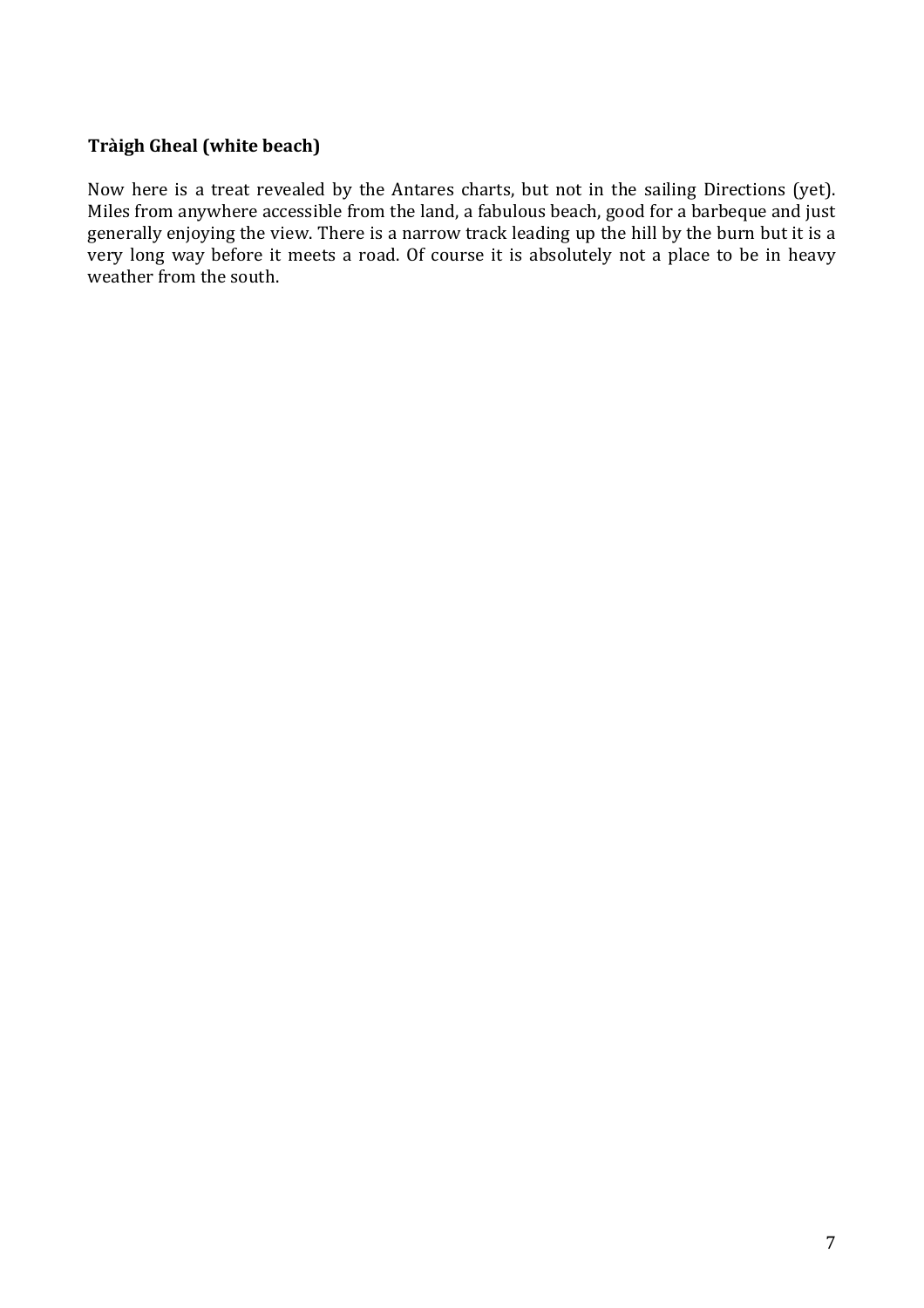**Tràigh Gheal (white beach)**

Now here is a treat revealed by the Antares charts, but not in the sailing Directions (yet). Miles from anywhere accessible from the land, a fabulous beach, good for a barbeque and just generally enjoying the view. There is a narrow track leading up the hill by the burn but it is a very long way before it meets a road. Of course it is absolutely not a place to be in heavy weather from the south.